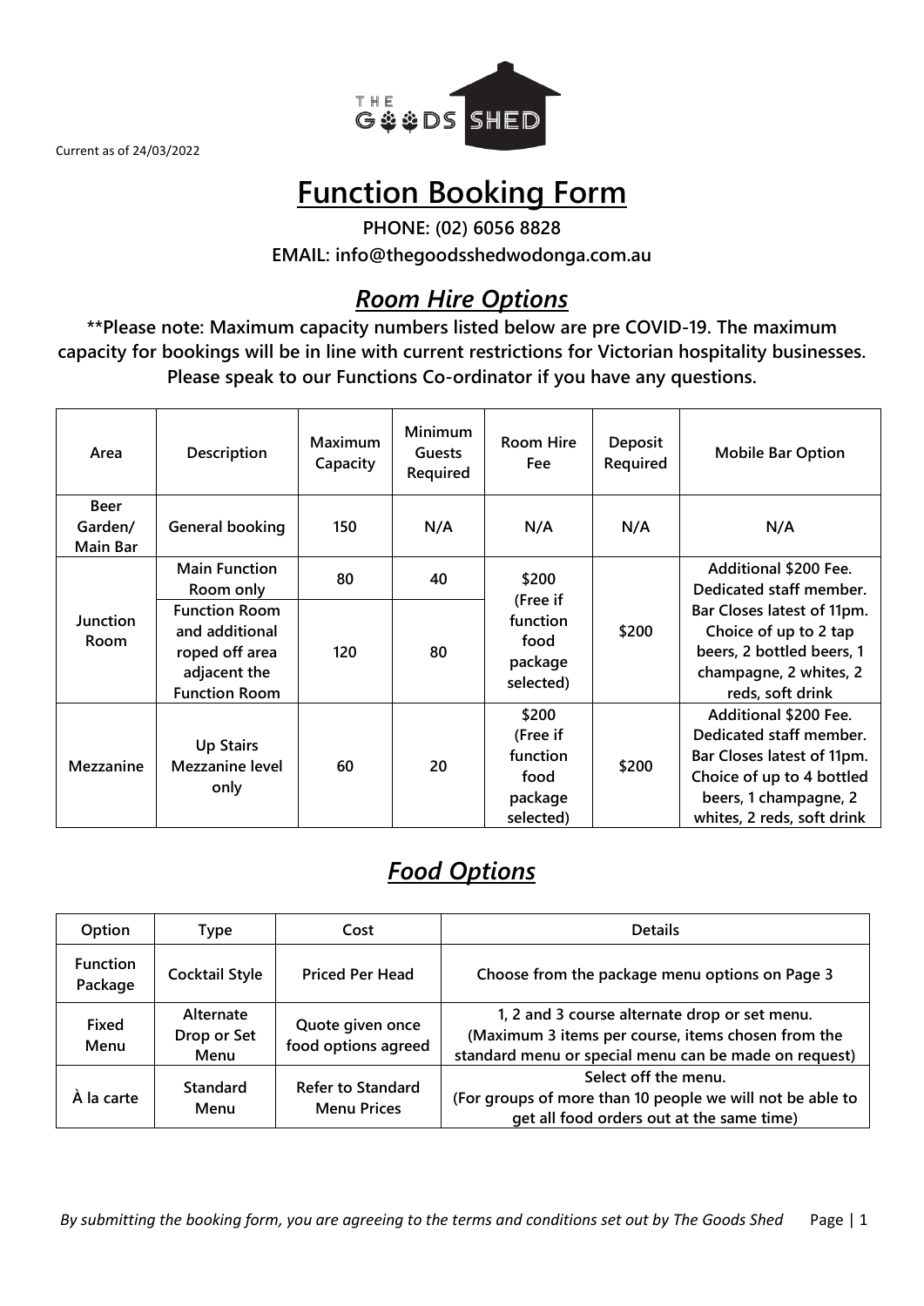Current as of 24/03/2022

# Function Booking Form

**PHONE: (02) 6056 8828**

**EMAIL: info@thegoodsshedwodonga.com.au**

## *Room Hire Options*

**\*\*Please note: Maximum capacity numbers listed below are pre COVID-19. The maximum capacity for bookings will be in line with current restrictions for Victorian hospitality businesses. Please speak to our Functions Co-ordinator if you have any questions.**

| Area | Description | Maximum Capacity | Minimum Guests Required | Room Hire Fee | Deposit Required | Mobile Bar Option |
|---|---|---|---|---|---|---|
| Beer Garden/ Main Bar | General booking | 150 | N/A | N/A | N/A | N/A |
| Junction Room | Main Function Room only | 80 | 40 | $200 (Free if function food package selected) | $200 | Additional $200 Fee. Dedicated staff member. Bar Closes latest of 11pm. Choice of up to 2 tap beers, 2 bottled beers, 1 champagne, 2 whites, 2 reds, soft drink |
| | Function Room and additional roped off area adjacent the Function Room | 120 | 80 | | | |
| Mezzanine | Up Stairs Mezzanine level only | 60 | 20 | $200 (Free if function food package selected) | $200 | Additional $200 Fee. Dedicated staff member. Bar Closes latest of 11pm. Choice of up to 4 bottled beers, 1 champagne, 2 whites, 2 reds, soft drink |

## *Food Options*

| Option | Type | Cost | Details |
|---|---|---|---|
| Function Package | Cocktail Style | Priced Per Head | Choose from the package menu options on Page 3 |
| Fixed Menu | Alternate Drop or Set Menu | Quote given once food options agreed | 1, 2 and 3 course alternate drop or set menu. (Maximum 3 items per course, items chosen from the standard menu or special menu can be made on request) |
| À la carte | Standard Menu | Refer to Standard Menu Prices | Select off the menu. (For groups of more than 10 people we will not be able to get all food orders out at the same time) |

*By submitting the booking form, you are agreeing to the terms and conditions set out by The Goods Shed*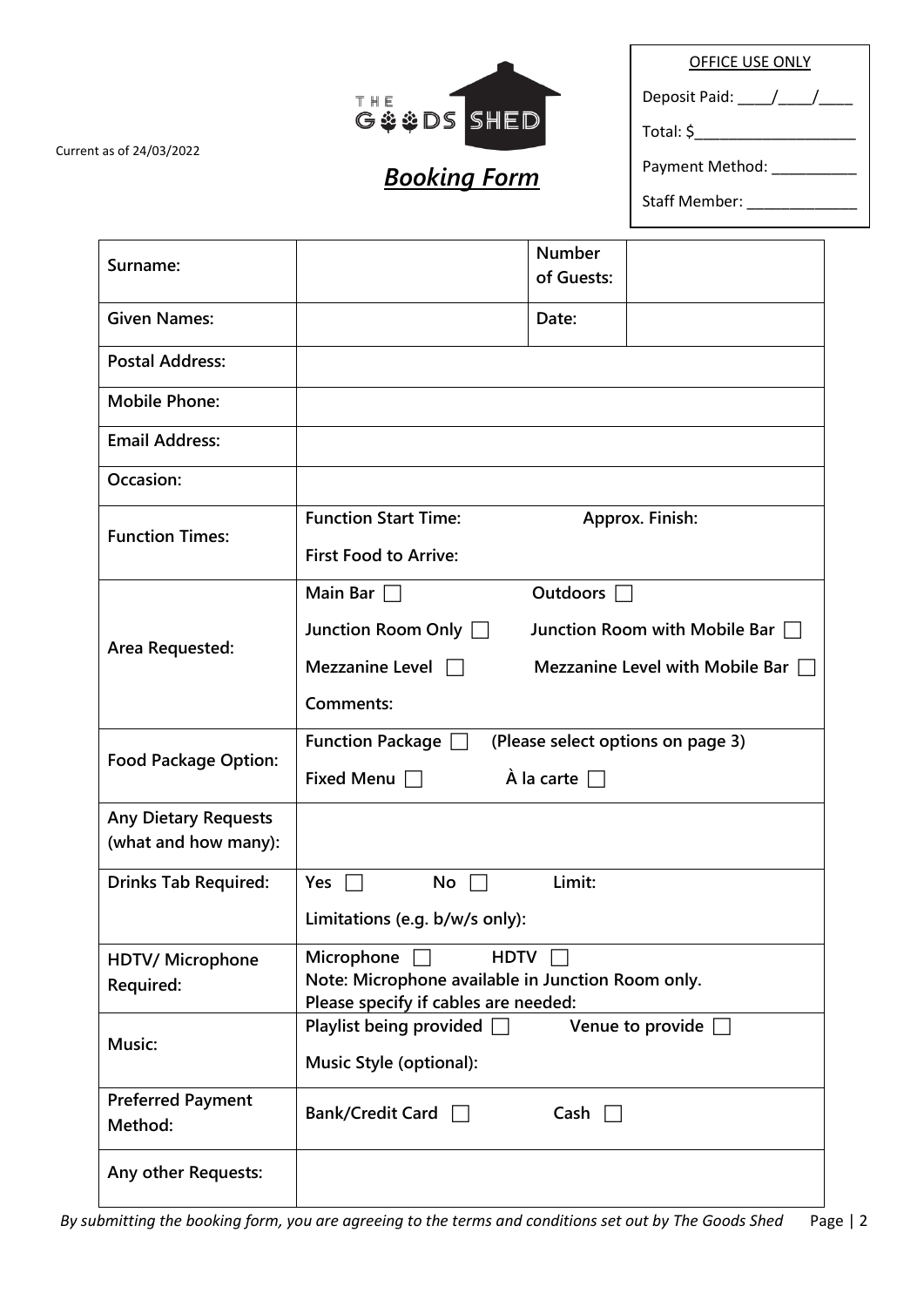Current as of 24/03/2022

THE GOODS SHED

| OFFICE USE ONLY |
| --- |
| Deposit Paid: ____/____/____ |
| Total: $____________________ |
| Payment Method: __________ |
| Staff Member: _____________ |

# *Booking Form*

| | | | |
| --- | --- | --- | --- |
| **Surname:** | | **Number of Guests:** | |
| **Given Names:** | | **Date:** | |
| **Postal Address:** | | | |
| **Mobile Phone:** | | | |
| **Email Address:** | | | |
| **Occasion:** | | | |
| **Function Times:** | **Function Start Time:** **Approx. Finish:**<br>**First Food to Arrive:** | | |
| **Area Requested:** | **Main Bar** ☐ **Outdoors** ☐<br>**Junction Room Only** ☐ **Junction Room with Mobile Bar** ☐<br>**Mezzanine Level** ☐ **Mezzanine Level with Mobile Bar** ☐<br>**Comments:** | | |
| **Food Package Option:** | **Function Package** ☐ **(Please select options on page 3)**<br>**Fixed Menu** ☐ **À la carte** ☐ | | |
| **Any Dietary Requests (what and how many):** | | | |
| **Drinks Tab Required:** | **Yes** ☐ **No** ☐ **Limit:**<br>**Limitations (e.g. b/w/s only):** | | |
| **HDTV/ Microphone Required:** | **Microphone** ☐ **HDTV** ☐<br>**Note: Microphone available in Junction Room only.**<br>**Please specify if cables are needed:** | | |
| **Music:** | **Playlist being provided** ☐ **Venue to provide** ☐<br>**Music Style (optional):** | | |
| **Preferred Payment Method:** | **Bank/Credit Card** ☐ **Cash** ☐ | | |
| **Any other Requests:** | | | |

*By submitting the booking form, you are agreeing to the terms and conditions set out by The Goods Shed*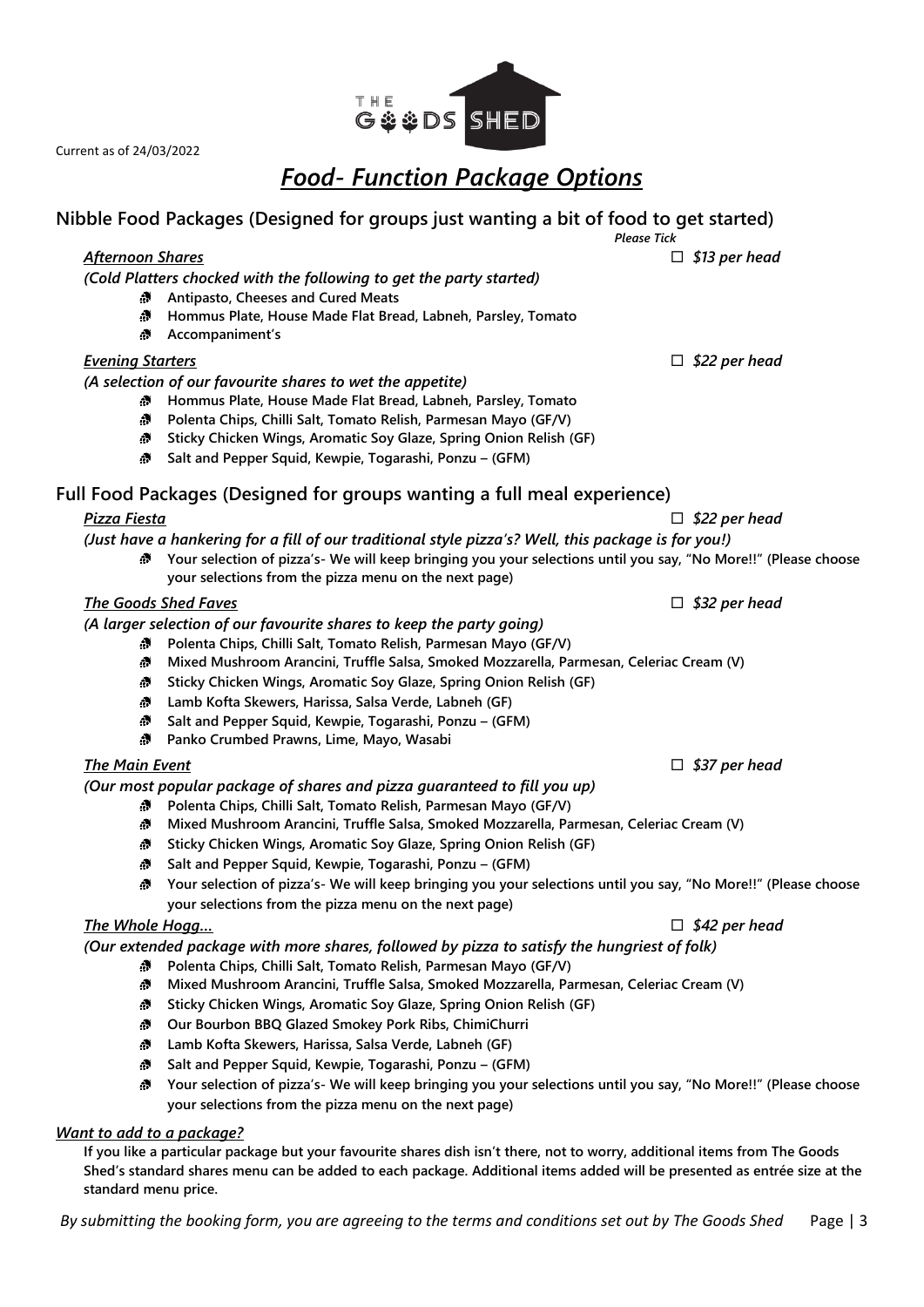Current as of 24/03/2022

# *Food- Function Package Options*

## Nibble Food Packages (Designed for groups just wanting a bit of food to get started)

*Please Tick*

### ***Afternoon Shares*** ☐ *$13 per head*

*(Cold Platters chocked with the following to get the party started)*

- **Antipasto, Cheeses and Cured Meats**
- **Hommus Plate, House Made Flat Bread, Labneh, Parsley, Tomato**
- **Accompaniment's**

### ***Evening Starters*** ☐ *$22 per head*

*(A selection of our favourite shares to wet the appetite)*

- **Hommus Plate, House Made Flat Bread, Labneh, Parsley, Tomato**
- **Polenta Chips, Chilli Salt, Tomato Relish, Parmesan Mayo (GF/V)**
- **Sticky Chicken Wings, Aromatic Soy Glaze, Spring Onion Relish (GF)**
- **Salt and Pepper Squid, Kewpie, Togarashi, Ponzu – (GFM)**

## Full Food Packages (Designed for groups wanting a full meal experience)

### ***Pizza Fiesta*** ☐ *$22 per head*

*(Just have a hankering for a fill of our traditional style pizza's? Well, this package is for you!)*

- **Your selection of pizza's- We will keep bringing you your selections until you say, "No More!!" (Please choose your selections from the pizza menu on the next page)**

### ***The Goods Shed Faves*** ☐ *$32 per head*

*(A larger selection of our favourite shares to keep the party going)*

- **Polenta Chips, Chilli Salt, Tomato Relish, Parmesan Mayo (GF/V)**
- **Mixed Mushroom Arancini, Truffle Salsa, Smoked Mozzarella, Parmesan, Celeriac Cream (V)**
- **Sticky Chicken Wings, Aromatic Soy Glaze, Spring Onion Relish (GF)**
- **Lamb Kofta Skewers, Harissa, Salsa Verde, Labneh (GF)**
- **Salt and Pepper Squid, Kewpie, Togarashi, Ponzu – (GFM)**
- **Panko Crumbed Prawns, Lime, Mayo, Wasabi**

### ***The Main Event*** ☐ *$37 per head*

*(Our most popular package of shares and pizza guaranteed to fill you up)*

- **Polenta Chips, Chilli Salt, Tomato Relish, Parmesan Mayo (GF/V)**
- **Mixed Mushroom Arancini, Truffle Salsa, Smoked Mozzarella, Parmesan, Celeriac Cream (V)**
- **Sticky Chicken Wings, Aromatic Soy Glaze, Spring Onion Relish (GF)**
- **Salt and Pepper Squid, Kewpie, Togarashi, Ponzu – (GFM)**
- **Your selection of pizza's- We will keep bringing you your selections until you say, "No More!!" (Please choose your selections from the pizza menu on the next page)**

### ***The Whole Hogg…*** ☐ *$42 per head*

*(Our extended package with more shares, followed by pizza to satisfy the hungriest of folk)*

- **Polenta Chips, Chilli Salt, Tomato Relish, Parmesan Mayo (GF/V)**
- **Mixed Mushroom Arancini, Truffle Salsa, Smoked Mozzarella, Parmesan, Celeriac Cream (V)**
- **Sticky Chicken Wings, Aromatic Soy Glaze, Spring Onion Relish (GF)**
- **Our Bourbon BBQ Glazed Smokey Pork Ribs, ChimiChurri**
- **Lamb Kofta Skewers, Harissa, Salsa Verde, Labneh (GF)**
- **Salt and Pepper Squid, Kewpie, Togarashi, Ponzu – (GFM)**
- **Your selection of pizza's- We will keep bringing you your selections until you say, "No More!!" (Please choose your selections from the pizza menu on the next page)**

### ***Want to add to a package?***

**If you like a particular package but your favourite shares dish isn't there, not to worry, additional items from The Goods Shed's standard shares menu can be added to each package. Additional items added will be presented as entrée size at the standard menu price.**

*By submitting the booking form, you are agreeing to the terms and conditions set out by The Goods Shed*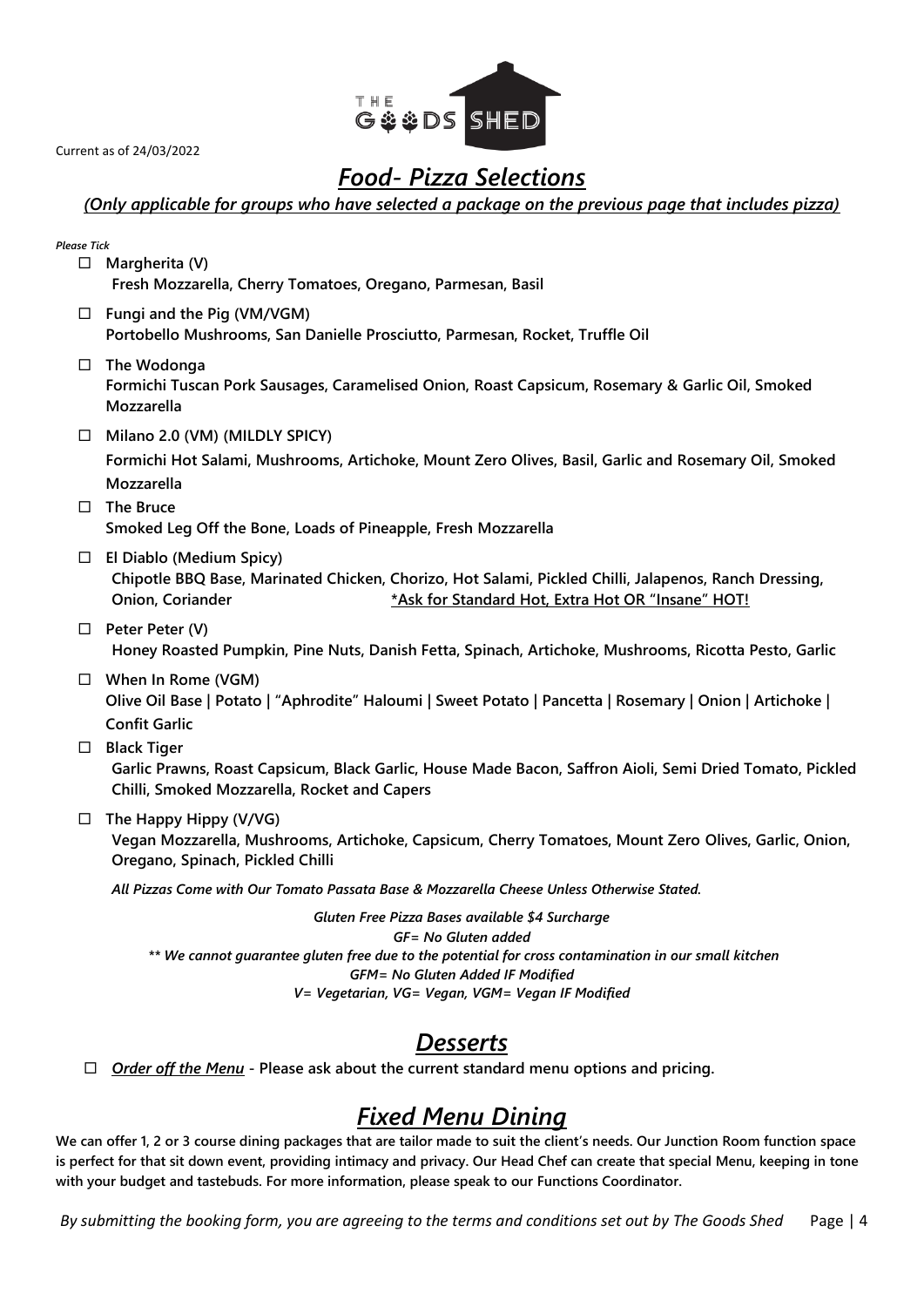Current as of 24/03/2022

# *Food- Pizza Selections*

***(Only applicable for groups who have selected a package on the previous page that includes pizza)***

***Please Tick***

- ☐ **Margherita (V)**
  **Fresh Mozzarella, Cherry Tomatoes, Oregano, Parmesan, Basil**
- ☐ **Fungi and the Pig (VM/VGM)**
  **Portobello Mushrooms, San Danielle Prosciutto, Parmesan, Rocket, Truffle Oil**
- ☐ **The Wodonga**
  **Formichi Tuscan Pork Sausages, Caramelised Onion, Roast Capsicum, Rosemary & Garlic Oil, Smoked Mozzarella**
- ☐ **Milano 2.0 (VM) (MILDLY SPICY)**
  **Formichi Hot Salami, Mushrooms, Artichoke, Mount Zero Olives, Basil, Garlic and Rosemary Oil, Smoked Mozzarella**
- ☐ **The Bruce**
  **Smoked Leg Off the Bone, Loads of Pineapple, Fresh Mozzarella**
- ☐ **El Diablo (Medium Spicy)**
  **Chipotle BBQ Base, Marinated Chicken, Chorizo, Hot Salami, Pickled Chilli, Jalapenos, Ranch Dressing, Onion, Coriander** **\*Ask for Standard Hot, Extra Hot OR "Insane" HOT!**
- ☐ **Peter Peter (V)**
  **Honey Roasted Pumpkin, Pine Nuts, Danish Fetta, Spinach, Artichoke, Mushrooms, Ricotta Pesto, Garlic**
- ☐ **When In Rome (VGM)**
  **Olive Oil Base | Potato | "Aphrodite" Haloumi | Sweet Potato | Pancetta | Rosemary | Onion | Artichoke | Confit Garlic**
- ☐ **Black Tiger**
  **Garlic Prawns, Roast Capsicum, Black Garlic, House Made Bacon, Saffron Aioli, Semi Dried Tomato, Pickled Chilli, Smoked Mozzarella, Rocket and Capers**
- ☐ **The Happy Hippy (V/VG)**
  **Vegan Mozzarella, Mushrooms, Artichoke, Capsicum, Cherry Tomatoes, Mount Zero Olives, Garlic, Onion, Oregano, Spinach, Pickled Chilli**

***All Pizzas Come with Our Tomato Passata Base & Mozzarella Cheese Unless Otherwise Stated.***

***Gluten Free Pizza Bases available $4 Surcharge***
***GF= No Gluten added***
***\*\* We cannot guarantee gluten free due to the potential for cross contamination in our small kitchen***
***GFM= No Gluten Added IF Modified***
***V= Vegetarian, VG= Vegan, VGM= Vegan IF Modified***

# *Desserts*

- ☐ ***Order off the Menu*** **- Please ask about the current standard menu options and pricing.**

# *Fixed Menu Dining*

**We can offer 1, 2 or 3 course dining packages that are tailor made to suit the client's needs. Our Junction Room function space is perfect for that sit down event, providing intimacy and privacy. Our Head Chef can create that special Menu, keeping in tone with your budget and tastebuds. For more information, please speak to our Functions Coordinator.**

*By submitting the booking form, you are agreeing to the terms and conditions set out by The Goods Shed*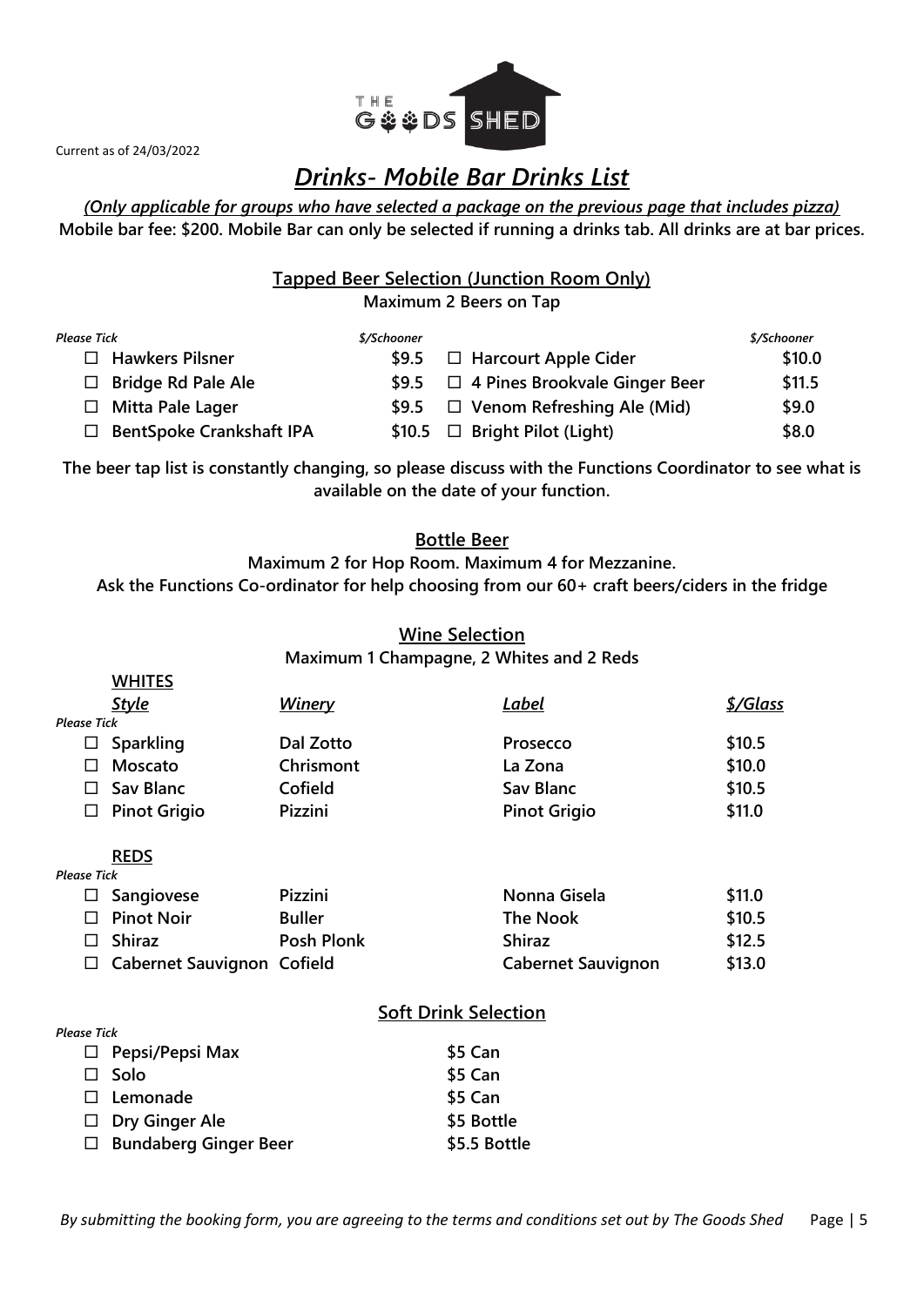Current as of 24/03/2022

# *Drinks- Mobile Bar Drinks List*

***(Only applicable for groups who have selected a package on the previous page that includes pizza)***
**Mobile bar fee: $200. Mobile Bar can only be selected if running a drinks tab. All drinks are at bar prices.**

## Tapped Beer Selection (Junction Room Only)

**Maximum 2 Beers on Tap**

| *Please Tick* | *$/Schooner* | | *$/Schooner* |
|---|---|---|---|
| ☐ **Hawkers Pilsner** | **$9.5** | ☐ **Harcourt Apple Cider** | **$10.0** |
| ☐ **Bridge Rd Pale Ale** | **$9.5** | ☐ **4 Pines Brookvale Ginger Beer** | **$11.5** |
| ☐ **Mitta Pale Lager** | **$9.5** | ☐ **Venom Refreshing Ale (Mid)** | **$9.0** |
| ☐ **BentSpoke Crankshaft IPA** | **$10.5** | ☐ **Bright Pilot (Light)** | **$8.0** |

**The beer tap list is constantly changing, so please discuss with the Functions Coordinator to see what is available on the date of your function.**

## Bottle Beer

**Maximum 2 for Hop Room. Maximum 4 for Mezzanine.**
**Ask the Functions Co-ordinator for help choosing from our 60+ craft beers/ciders in the fridge**

## Wine Selection

**Maximum 1 Champagne, 2 Whites and 2 Reds**

**WHITES**

| *Please Tick* | *Style* | *Winery* | *Label* | *$/Glass* |
|---|---|---|---|---|
| ☐ | **Sparkling** | **Dal Zotto** | **Prosecco** | **$10.5** |
| ☐ | **Moscato** | **Chrismont** | **La Zona** | **$10.0** |
| ☐ | **Sav Blanc** | **Cofield** | **Sav Blanc** | **$10.5** |
| ☐ | **Pinot Grigio** | **Pizzini** | **Pinot Grigio** | **$11.0** |

**REDS**

| *Please Tick* | | | | |
|---|---|---|---|---|
| ☐ | **Sangiovese** | **Pizzini** | **Nonna Gisela** | **$11.0** |
| ☐ | **Pinot Noir** | **Buller** | **The Nook** | **$10.5** |
| ☐ | **Shiraz** | **Posh Plonk** | **Shiraz** | **$12.5** |
| ☐ | **Cabernet Sauvignon** | **Cofield** | **Cabernet Sauvignon** | **$13.0** |

## Soft Drink Selection

| *Please Tick* | |
|---|---|
| ☐ **Pepsi/Pepsi Max** | **$5 Can** |
| ☐ **Solo** | **$5 Can** |
| ☐ **Lemonade** | **$5 Can** |
| ☐ **Dry Ginger Ale** | **$5 Bottle** |
| ☐ **Bundaberg Ginger Beer** | **$5.5 Bottle** |

*By submitting the booking form, you are agreeing to the terms and conditions set out by The Goods Shed*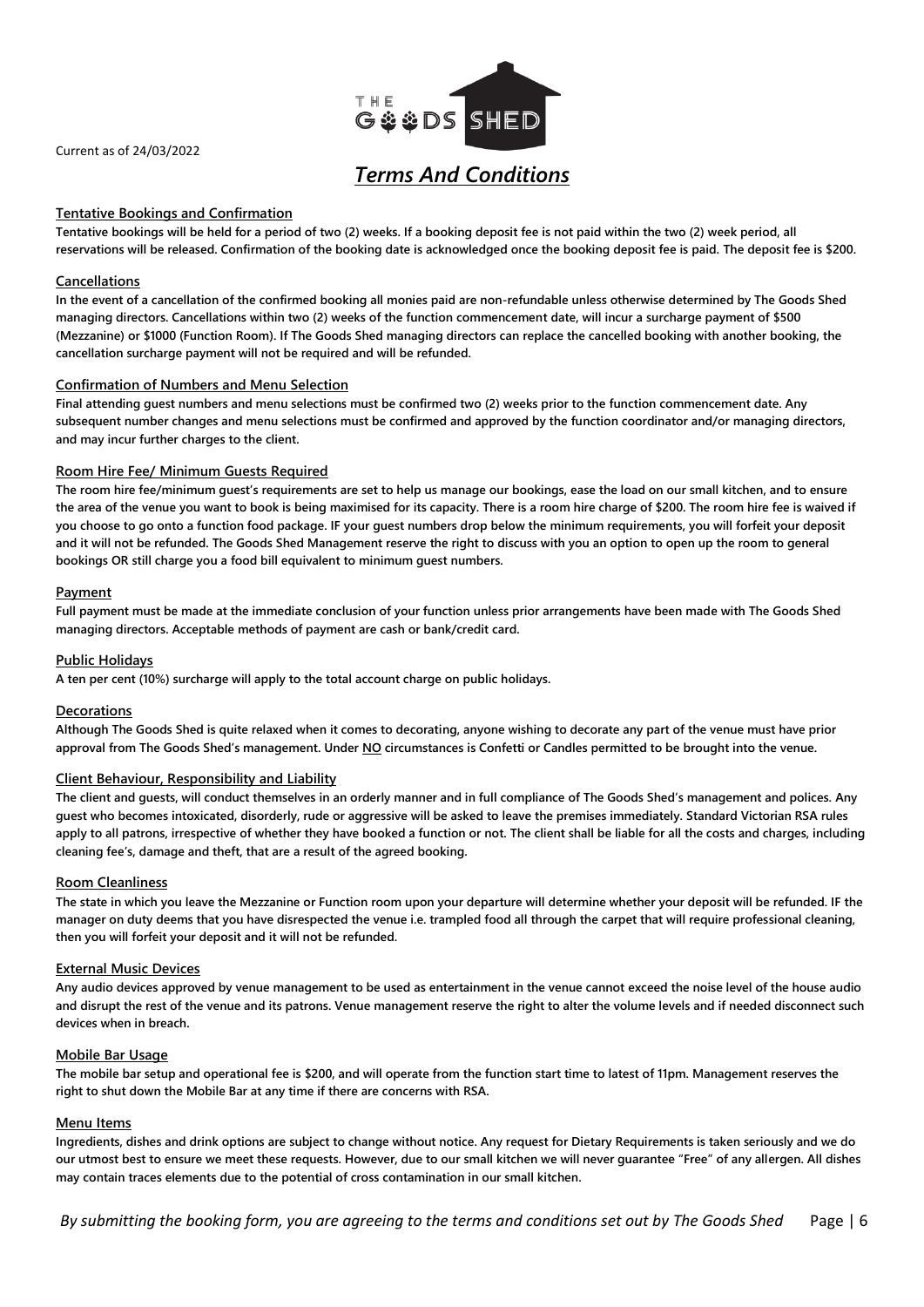Current as of 24/03/2022

THE GOODS SHED

# *Terms And Conditions*

## Tentative Bookings and Confirmation

**Tentative bookings will be held for a period of two (2) weeks. If a booking deposit fee is not paid within the two (2) week period, all reservations will be released. Confirmation of the booking date is acknowledged once the booking deposit fee is paid. The deposit fee is $200.**

## Cancellations

**In the event of a cancellation of the confirmed booking all monies paid are non-refundable unless otherwise determined by The Goods Shed managing directors. Cancellations within two (2) weeks of the function commencement date, will incur a surcharge payment of $500 (Mezzanine) or $1000 (Function Room). If The Goods Shed managing directors can replace the cancelled booking with another booking, the cancellation surcharge payment will not be required and will be refunded.**

## Confirmation of Numbers and Menu Selection

**Final attending guest numbers and menu selections must be confirmed two (2) weeks prior to the function commencement date. Any subsequent number changes and menu selections must be confirmed and approved by the function coordinator and/or managing directors, and may incur further charges to the client.**

## Room Hire Fee/ Minimum Guests Required

**The room hire fee/minimum guest's requirements are set to help us manage our bookings, ease the load on our small kitchen, and to ensure the area of the venue you want to book is being maximised for its capacity. There is a room hire charge of $200. The room hire fee is waived if you choose to go onto a function food package. IF your guest numbers drop below the minimum requirements, you will forfeit your deposit and it will not be refunded. The Goods Shed Management reserve the right to discuss with you an option to open up the room to general bookings OR still charge you a food bill equivalent to minimum guest numbers.**

## Payment

**Full payment must be made at the immediate conclusion of your function unless prior arrangements have been made with The Goods Shed managing directors. Acceptable methods of payment are cash or bank/credit card.**

## Public Holidays

**A ten per cent (10%) surcharge will apply to the total account charge on public holidays.**

## Decorations

**Although The Goods Shed is quite relaxed when it comes to decorating, anyone wishing to decorate any part of the venue must have prior approval from The Goods Shed's management. Under <u>NO</u> circumstances is Confetti or Candles permitted to be brought into the venue.**

## Client Behaviour, Responsibility and Liability

**The client and guests, will conduct themselves in an orderly manner and in full compliance of The Goods Shed's management and polices. Any guest who becomes intoxicated, disorderly, rude or aggressive will be asked to leave the premises immediately. Standard Victorian RSA rules apply to all patrons, irrespective of whether they have booked a function or not. The client shall be liable for all the costs and charges, including cleaning fee's, damage and theft, that are a result of the agreed booking.**

## Room Cleanliness

**The state in which you leave the Mezzanine or Function room upon your departure will determine whether your deposit will be refunded. IF the manager on duty deems that you have disrespected the venue i.e. trampled food all through the carpet that will require professional cleaning, then you will forfeit your deposit and it will not be refunded.**

## External Music Devices

**Any audio devices approved by venue management to be used as entertainment in the venue cannot exceed the noise level of the house audio and disrupt the rest of the venue and its patrons. Venue management reserve the right to alter the volume levels and if needed disconnect such devices when in breach.**

## Mobile Bar Usage

**The mobile bar setup and operational fee is $200, and will operate from the function start time to latest of 11pm. Management reserves the right to shut down the Mobile Bar at any time if there are concerns with RSA.**

## Menu Items

**Ingredients, dishes and drink options are subject to change without notice. Any request for Dietary Requirements is taken seriously and we do our utmost best to ensure we meet these requests. However, due to our small kitchen we will never guarantee "Free" of any allergen. All dishes may contain traces elements due to the potential of cross contamination in our small kitchen.**

*By submitting the booking form, you are agreeing to the terms and conditions set out by The Goods Shed*